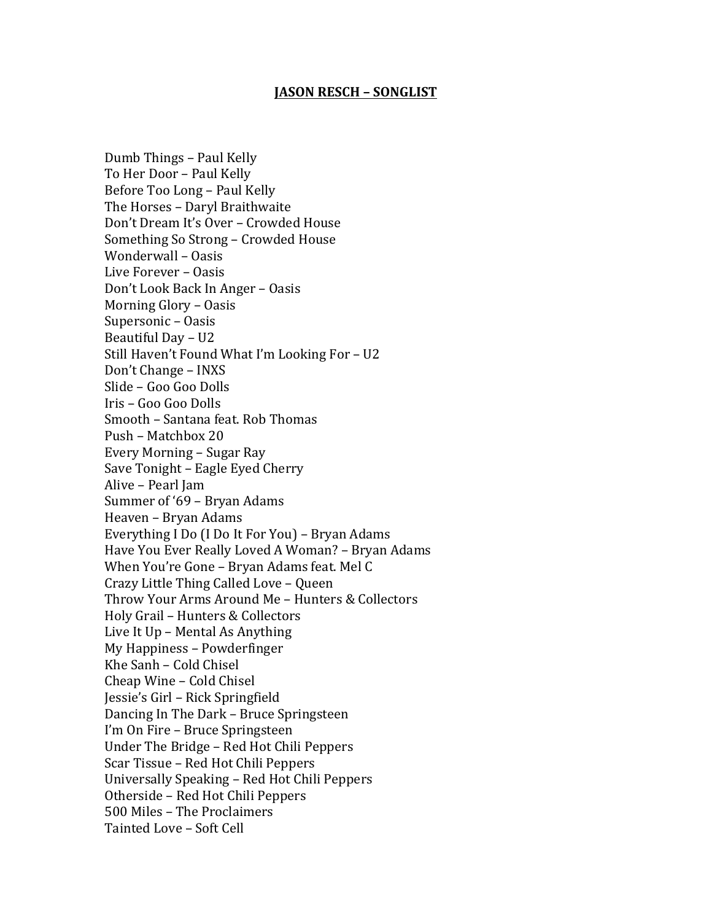**JASON RESCH – SONGLIST**

Dumb Things – Paul Kelly
To Her Door – Paul Kelly
Before Too Long – Paul Kelly
The Horses – Daryl Braithwaite
Don't Dream It's Over – Crowded House
Something So Strong – Crowded House
Wonderwall – Oasis
Live Forever – Oasis
Don't Look Back In Anger – Oasis
Morning Glory – Oasis
Supersonic – Oasis
Beautiful Day – U2
Still Haven't Found What I'm Looking For – U2
Don't Change – INXS
Slide – Goo Goo Dolls
Iris – Goo Goo Dolls
Smooth – Santana feat. Rob Thomas
Push – Matchbox 20
Every Morning – Sugar Ray
Save Tonight – Eagle Eyed Cherry
Alive – Pearl Jam
Summer of '69 – Bryan Adams
Heaven – Bryan Adams
Everything I Do (I Do It For You) – Bryan Adams
Have You Ever Really Loved A Woman? – Bryan Adams
When You're Gone – Bryan Adams feat. Mel C
Crazy Little Thing Called Love – Queen
Throw Your Arms Around Me – Hunters & Collectors
Holy Grail – Hunters & Collectors
Live It Up – Mental As Anything
My Happiness – Powderfinger
Khe Sanh – Cold Chisel
Cheap Wine – Cold Chisel
Jessie's Girl – Rick Springfield
Dancing In The Dark – Bruce Springsteen
I'm On Fire – Bruce Springsteen
Under The Bridge – Red Hot Chili Peppers
Scar Tissue – Red Hot Chili Peppers
Universally Speaking – Red Hot Chili Peppers
Otherside – Red Hot Chili Peppers
500 Miles – The Proclaimers
Tainted Love – Soft Cell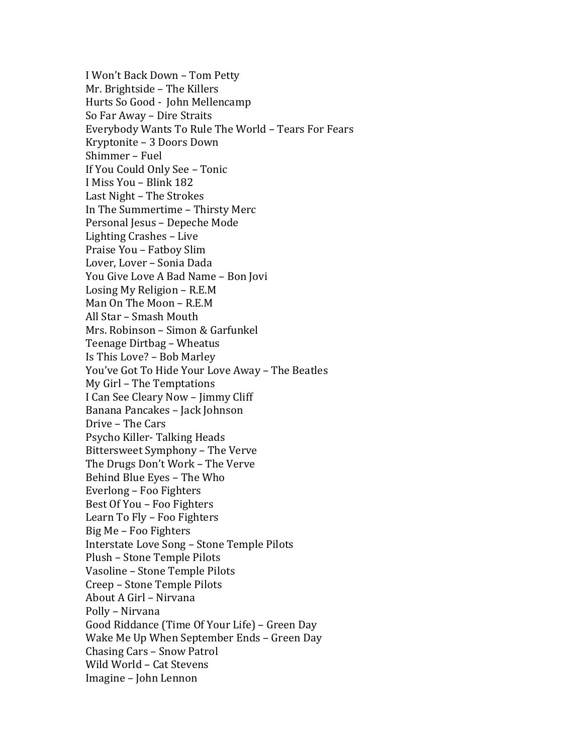I Won't Back Down – Tom Petty
Mr. Brightside – The Killers
Hurts So Good - John Mellencamp
So Far Away – Dire Straits
Everybody Wants To Rule The World – Tears For Fears
Kryptonite – 3 Doors Down
Shimmer – Fuel
If You Could Only See – Tonic
I Miss You – Blink 182
Last Night – The Strokes
In The Summertime – Thirsty Merc
Personal Jesus – Depeche Mode
Lighting Crashes – Live
Praise You – Fatboy Slim
Lover, Lover – Sonia Dada
You Give Love A Bad Name – Bon Jovi
Losing My Religion – R.E.M
Man On The Moon – R.E.M
All Star – Smash Mouth
Mrs. Robinson – Simon & Garfunkel
Teenage Dirtbag – Wheatus
Is This Love? – Bob Marley
You've Got To Hide Your Love Away – The Beatles
My Girl – The Temptations
I Can See Cleary Now – Jimmy Cliff
Banana Pancakes – Jack Johnson
Drive – The Cars
Psycho Killer- Talking Heads
Bittersweet Symphony – The Verve
The Drugs Don't Work – The Verve
Behind Blue Eyes – The Who
Everlong – Foo Fighters
Best Of You – Foo Fighters
Learn To Fly – Foo Fighters
Big Me – Foo Fighters
Interstate Love Song – Stone Temple Pilots
Plush – Stone Temple Pilots
Vasoline – Stone Temple Pilots
Creep – Stone Temple Pilots
About A Girl – Nirvana
Polly – Nirvana
Good Riddance (Time Of Your Life) – Green Day
Wake Me Up When September Ends – Green Day
Chasing Cars – Snow Patrol
Wild World – Cat Stevens
Imagine – John Lennon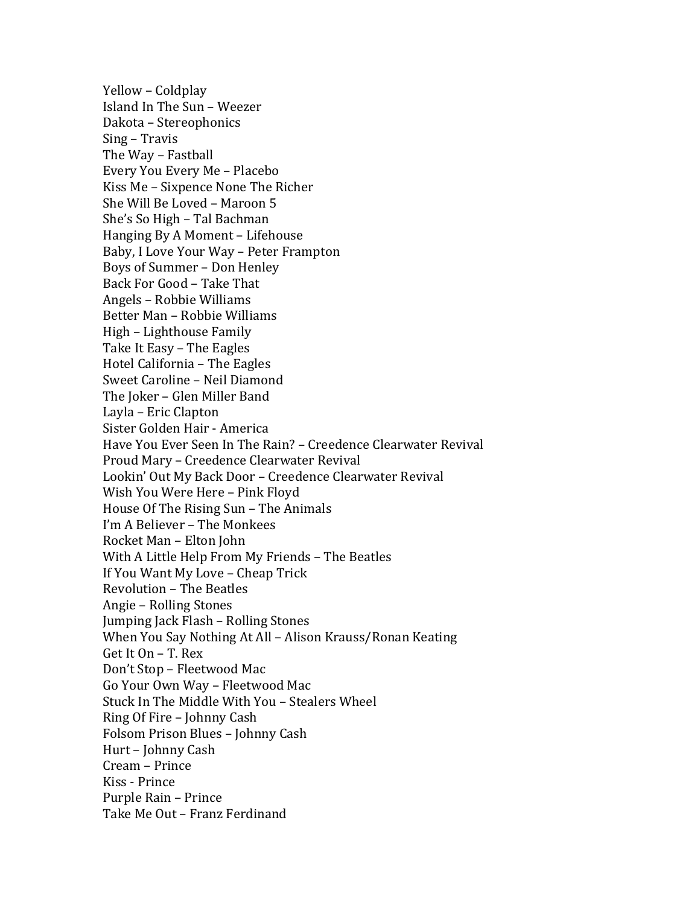Yellow – Coldplay
Island In The Sun – Weezer
Dakota – Stereophonics
Sing – Travis
The Way – Fastball
Every You Every Me – Placebo
Kiss Me – Sixpence None The Richer
She Will Be Loved – Maroon 5
She's So High – Tal Bachman
Hanging By A Moment – Lifehouse
Baby, I Love Your Way – Peter Frampton
Boys of Summer – Don Henley
Back For Good – Take That
Angels – Robbie Williams
Better Man – Robbie Williams
High – Lighthouse Family
Take It Easy – The Eagles
Hotel California – The Eagles
Sweet Caroline – Neil Diamond
The Joker – Glen Miller Band
Layla – Eric Clapton
Sister Golden Hair - America
Have You Ever Seen In The Rain? – Creedence Clearwater Revival
Proud Mary – Creedence Clearwater Revival
Lookin' Out My Back Door – Creedence Clearwater Revival
Wish You Were Here – Pink Floyd
House Of The Rising Sun – The Animals
I'm A Believer – The Monkees
Rocket Man – Elton John
With A Little Help From My Friends – The Beatles
If You Want My Love – Cheap Trick
Revolution – The Beatles
Angie – Rolling Stones
Jumping Jack Flash – Rolling Stones
When You Say Nothing At All – Alison Krauss/Ronan Keating
Get It On – T. Rex
Don't Stop – Fleetwood Mac
Go Your Own Way – Fleetwood Mac
Stuck In The Middle With You – Stealers Wheel
Ring Of Fire – Johnny Cash
Folsom Prison Blues – Johnny Cash
Hurt – Johnny Cash
Cream – Prince
Kiss - Prince
Purple Rain – Prince
Take Me Out – Franz Ferdinand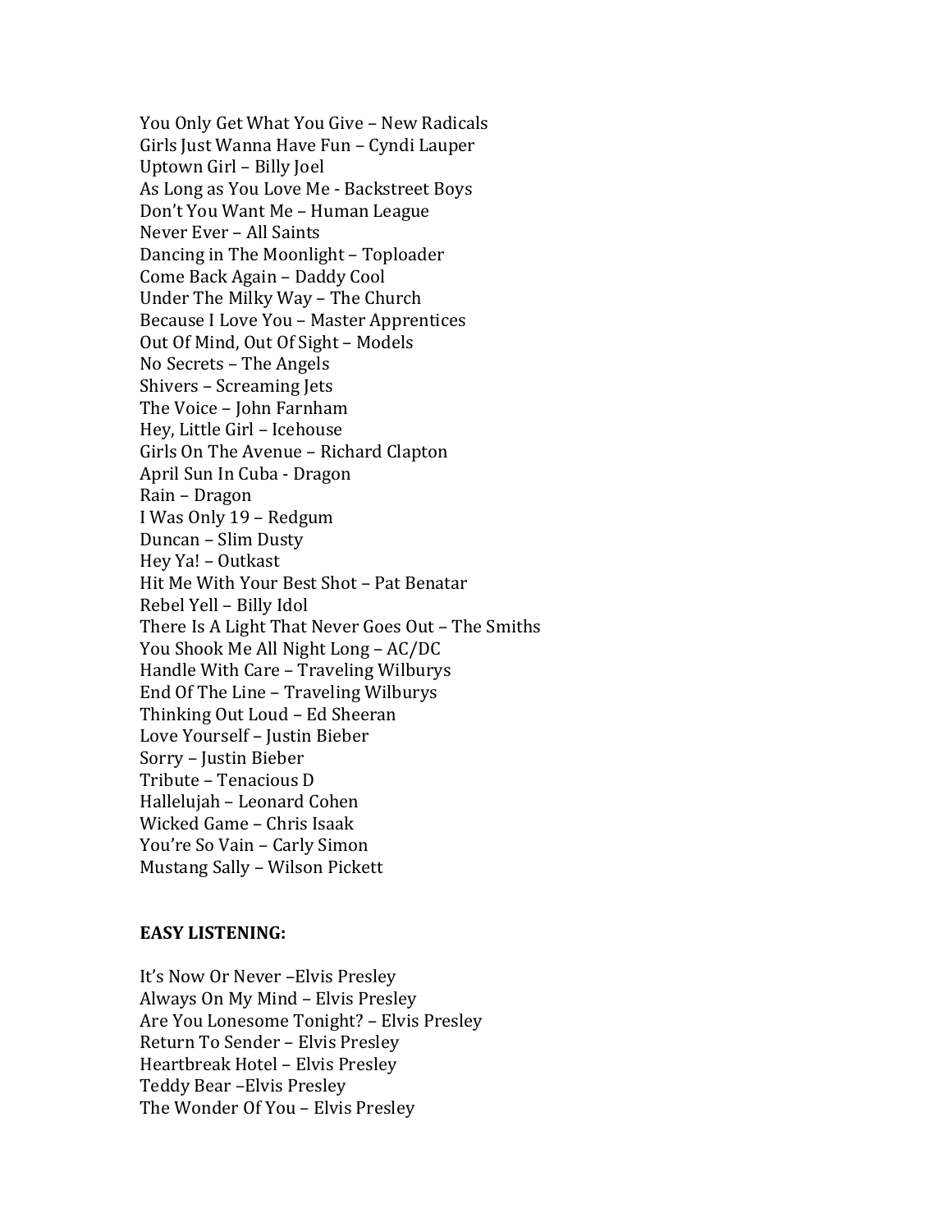You Only Get What You Give – New Radicals
Girls Just Wanna Have Fun – Cyndi Lauper
Uptown Girl – Billy Joel
As Long as You Love Me - Backstreet Boys
Don't You Want Me – Human League
Never Ever – All Saints
Dancing in The Moonlight – Toploader
Come Back Again – Daddy Cool
Under The Milky Way – The Church
Because I Love You – Master Apprentices
Out Of Mind, Out Of Sight – Models
No Secrets – The Angels
Shivers – Screaming Jets
The Voice – John Farnham
Hey, Little Girl – Icehouse
Girls On The Avenue – Richard Clapton
April Sun In Cuba - Dragon
Rain – Dragon
I Was Only 19 – Redgum
Duncan – Slim Dusty
Hey Ya! – Outkast
Hit Me With Your Best Shot – Pat Benatar
Rebel Yell – Billy Idol
There Is A Light That Never Goes Out – The Smiths
You Shook Me All Night Long – AC/DC
Handle With Care – Traveling Wilburys
End Of The Line – Traveling Wilburys
Thinking Out Loud – Ed Sheeran
Love Yourself – Justin Bieber
Sorry – Justin Bieber
Tribute – Tenacious D
Hallelujah – Leonard Cohen
Wicked Game – Chris Isaak
You're So Vain – Carly Simon
Mustang Sally – Wilson Pickett

**EASY LISTENING:**

It's Now Or Never –Elvis Presley
Always On My Mind – Elvis Presley
Are You Lonesome Tonight? – Elvis Presley
Return To Sender – Elvis Presley
Heartbreak Hotel – Elvis Presley
Teddy Bear –Elvis Presley
The Wonder Of You – Elvis Presley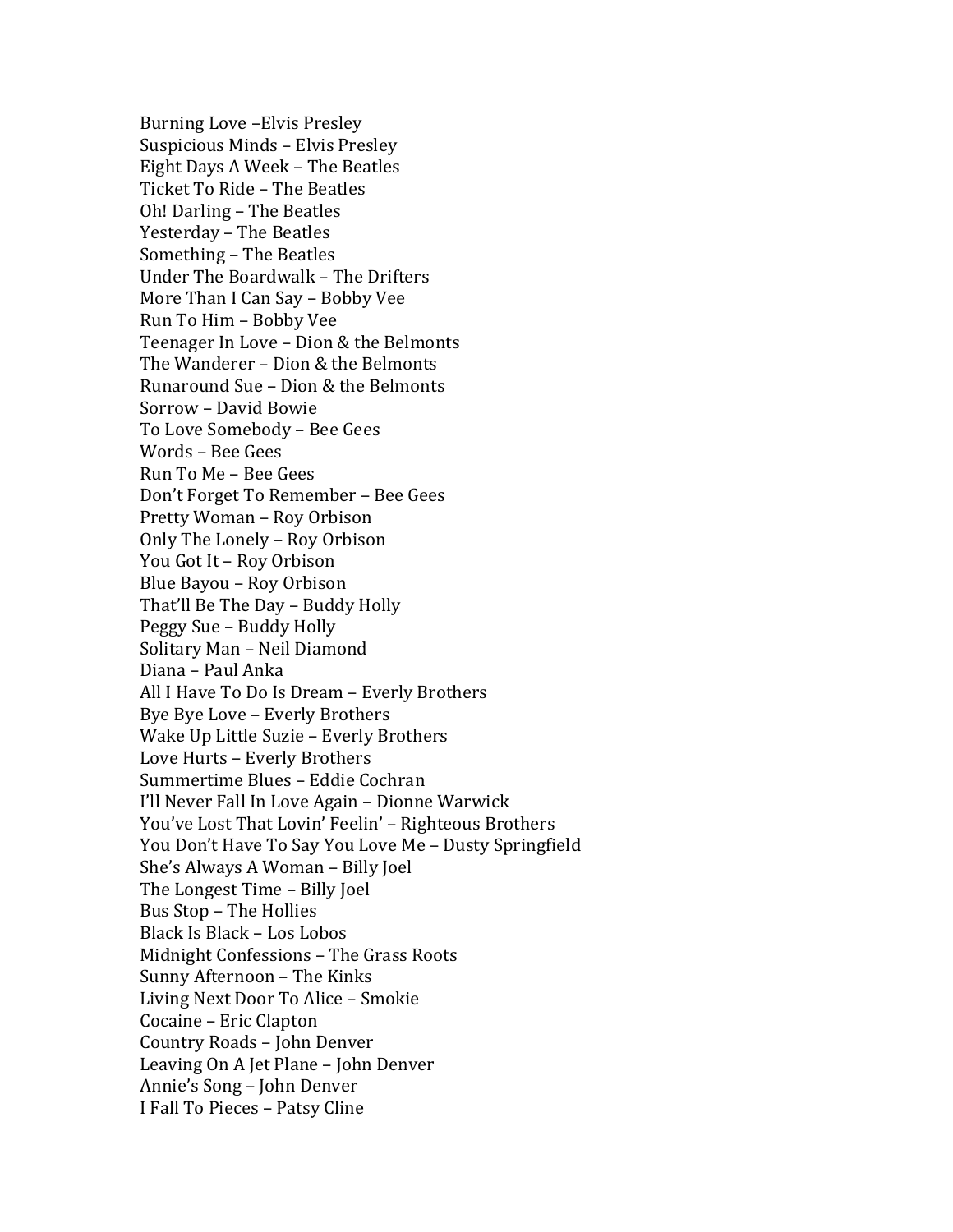Burning Love –Elvis Presley
Suspicious Minds – Elvis Presley
Eight Days A Week – The Beatles
Ticket To Ride – The Beatles
Oh! Darling – The Beatles
Yesterday – The Beatles
Something – The Beatles
Under The Boardwalk – The Drifters
More Than I Can Say – Bobby Vee
Run To Him – Bobby Vee
Teenager In Love – Dion & the Belmonts
The Wanderer – Dion & the Belmonts
Runaround Sue – Dion & the Belmonts
Sorrow – David Bowie
To Love Somebody – Bee Gees
Words – Bee Gees
Run To Me – Bee Gees
Don't Forget To Remember – Bee Gees
Pretty Woman – Roy Orbison
Only The Lonely – Roy Orbison
You Got It – Roy Orbison
Blue Bayou – Roy Orbison
That'll Be The Day – Buddy Holly
Peggy Sue – Buddy Holly
Solitary Man – Neil Diamond
Diana – Paul Anka
All I Have To Do Is Dream – Everly Brothers
Bye Bye Love – Everly Brothers
Wake Up Little Suzie – Everly Brothers
Love Hurts – Everly Brothers
Summertime Blues – Eddie Cochran
I'll Never Fall In Love Again – Dionne Warwick
You've Lost That Lovin' Feelin' – Righteous Brothers
You Don't Have To Say You Love Me – Dusty Springfield
She's Always A Woman – Billy Joel
The Longest Time – Billy Joel
Bus Stop – The Hollies
Black Is Black – Los Lobos
Midnight Confessions – The Grass Roots
Sunny Afternoon – The Kinks
Living Next Door To Alice – Smokie
Cocaine – Eric Clapton
Country Roads – John Denver
Leaving On A Jet Plane – John Denver
Annie's Song – John Denver
I Fall To Pieces – Patsy Cline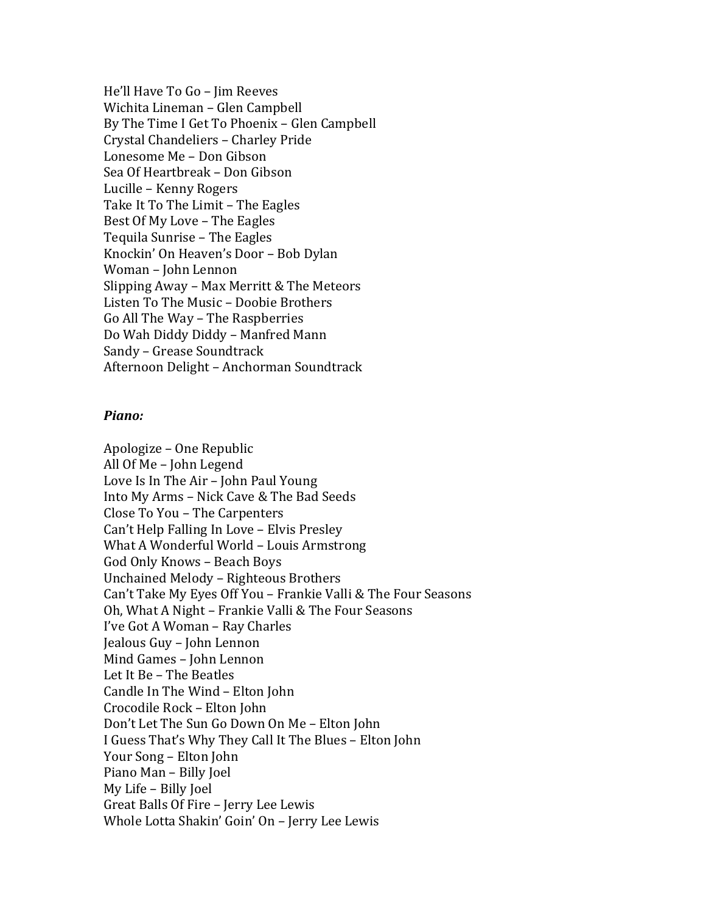He'll Have To Go – Jim Reeves
Wichita Lineman – Glen Campbell
By The Time I Get To Phoenix – Glen Campbell
Crystal Chandeliers – Charley Pride
Lonesome Me – Don Gibson
Sea Of Heartbreak – Don Gibson
Lucille – Kenny Rogers
Take It To The Limit – The Eagles
Best Of My Love – The Eagles
Tequila Sunrise – The Eagles
Knockin' On Heaven's Door – Bob Dylan
Woman – John Lennon
Slipping Away – Max Merritt & The Meteors
Listen To The Music – Doobie Brothers
Go All The Way – The Raspberries
Do Wah Diddy Diddy – Manfred Mann
Sandy – Grease Soundtrack
Afternoon Delight – Anchorman Soundtrack

***Piano:***

Apologize – One Republic
All Of Me – John Legend
Love Is In The Air – John Paul Young
Into My Arms – Nick Cave & The Bad Seeds
Close To You – The Carpenters
Can't Help Falling In Love – Elvis Presley
What A Wonderful World – Louis Armstrong
God Only Knows – Beach Boys
Unchained Melody – Righteous Brothers
Can't Take My Eyes Off You – Frankie Valli & The Four Seasons
Oh, What A Night – Frankie Valli & The Four Seasons
I've Got A Woman – Ray Charles
Jealous Guy – John Lennon
Mind Games – John Lennon
Let It Be – The Beatles
Candle In The Wind – Elton John
Crocodile Rock – Elton John
Don't Let The Sun Go Down On Me – Elton John
I Guess That's Why They Call It The Blues – Elton John
Your Song – Elton John
Piano Man – Billy Joel
My Life – Billy Joel
Great Balls Of Fire – Jerry Lee Lewis
Whole Lotta Shakin' Goin' On – Jerry Lee Lewis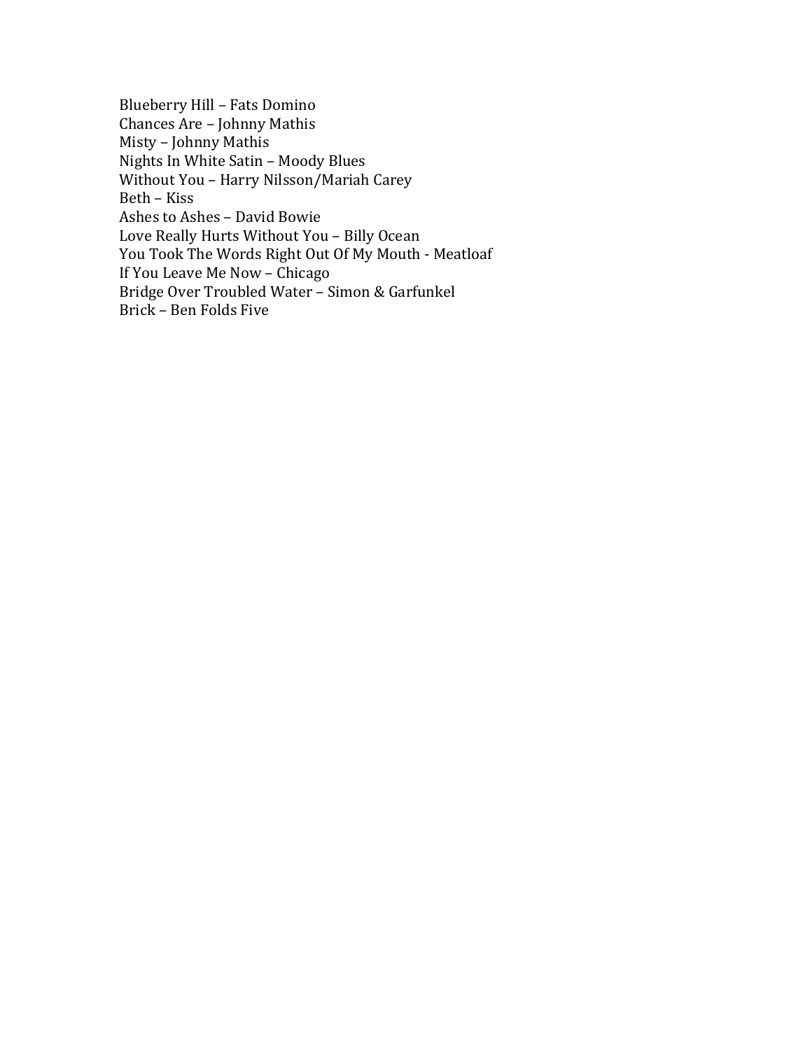Blueberry Hill – Fats Domino
Chances Are – Johnny Mathis
Misty – Johnny Mathis
Nights In White Satin – Moody Blues
Without You – Harry Nilsson/Mariah Carey
Beth – Kiss
Ashes to Ashes – David Bowie
Love Really Hurts Without You – Billy Ocean
You Took The Words Right Out Of My Mouth - Meatloaf
If You Leave Me Now – Chicago
Bridge Over Troubled Water – Simon & Garfunkel
Brick – Ben Folds Five